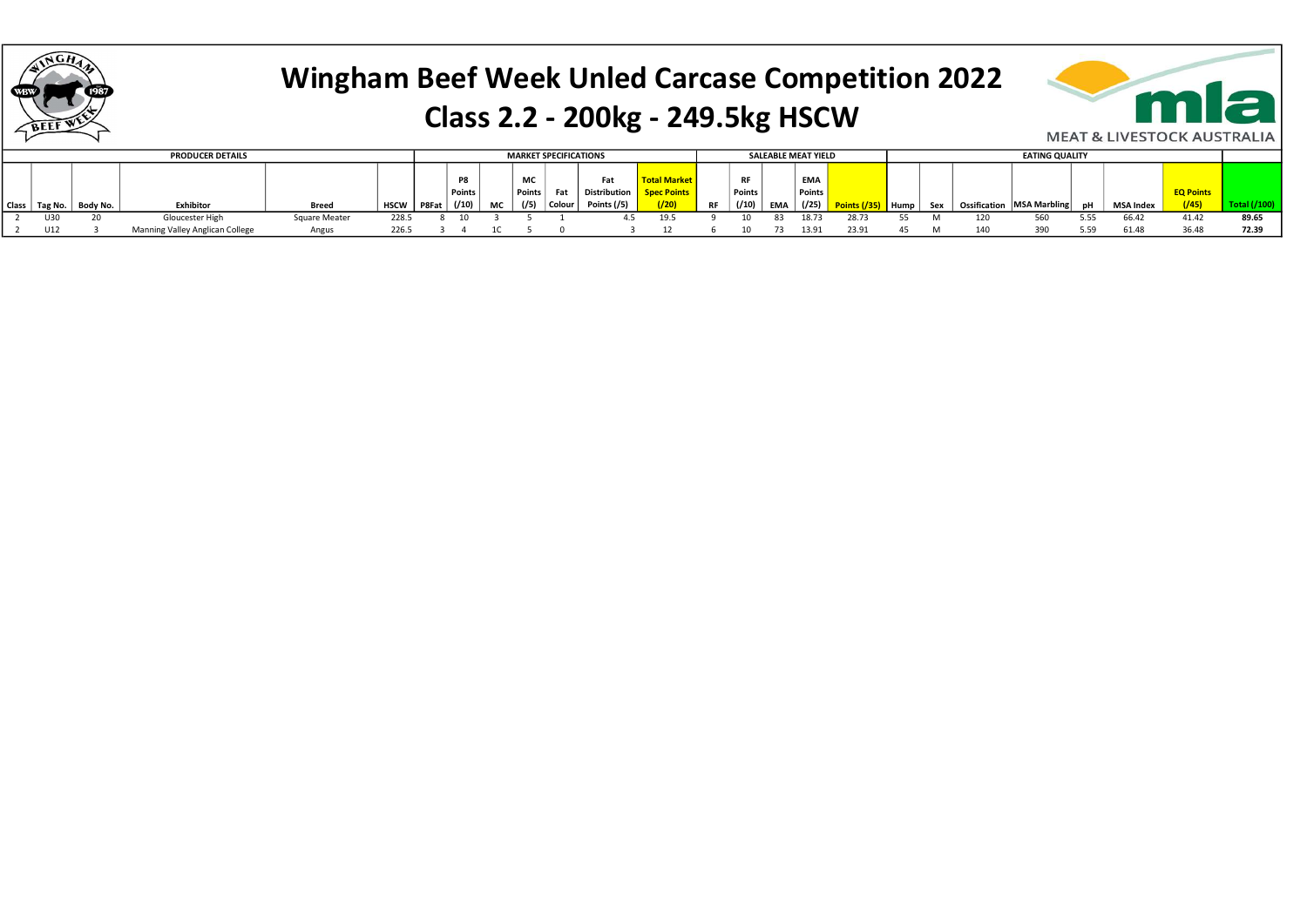# Wingham Beef Week Unled Carcase Competition 2022

## Class 2.2 - 200kg - 249.5kg HSCW

MEAT & LIVESTOCK AUSTRALIA

| PRODUCER DETAILS | | | | | | MARKET SPECIFICATIONS | | | | | | | | SALEABLE MEAT YIELD | | | | | EATING QUALITY | | | | | | | | |
|---|---|---|---|---|---|---|---|---|---|---|---|---|---|---|---|---|---|---|---|---|---|---|---|---|---|---|---|
| Class | Tag No. | Body No. | Exhibitor | Breed | HSCW | P8Fat | P8 Points (/10) | MC | MC Points (/5) | Fat Colour | Fat Distribution Points (/5) | Total Market Spec Points (/20) | RF | RF Points (/10) | EMA | EMA Points (/25) | Points (/35) | Hump | Sex | Ossification | MSA Marbling | pH | MSA Index | EQ Points (/45) | Total (/100) |
| 2 | U30 | 20 | Gloucester High | Square Meater | 228.5 | 8 | 10 | 3 | 5 | 1 | 4.5 | 19.5 | 9 | 10 | 83 | 18.73 | 28.73 | 55 | M | 120 | 560 | 5.55 | 66.42 | 41.42 | **89.65** |
| 2 | U12 | 3 | Manning Valley Anglican College | Angus | 226.5 | 3 | 4 | 1C | 5 | 0 | 3 | 12 | 6 | 10 | 73 | 13.91 | 23.91 | 45 | M | 140 | 390 | 5.59 | 61.48 | 36.48 | **72.39** |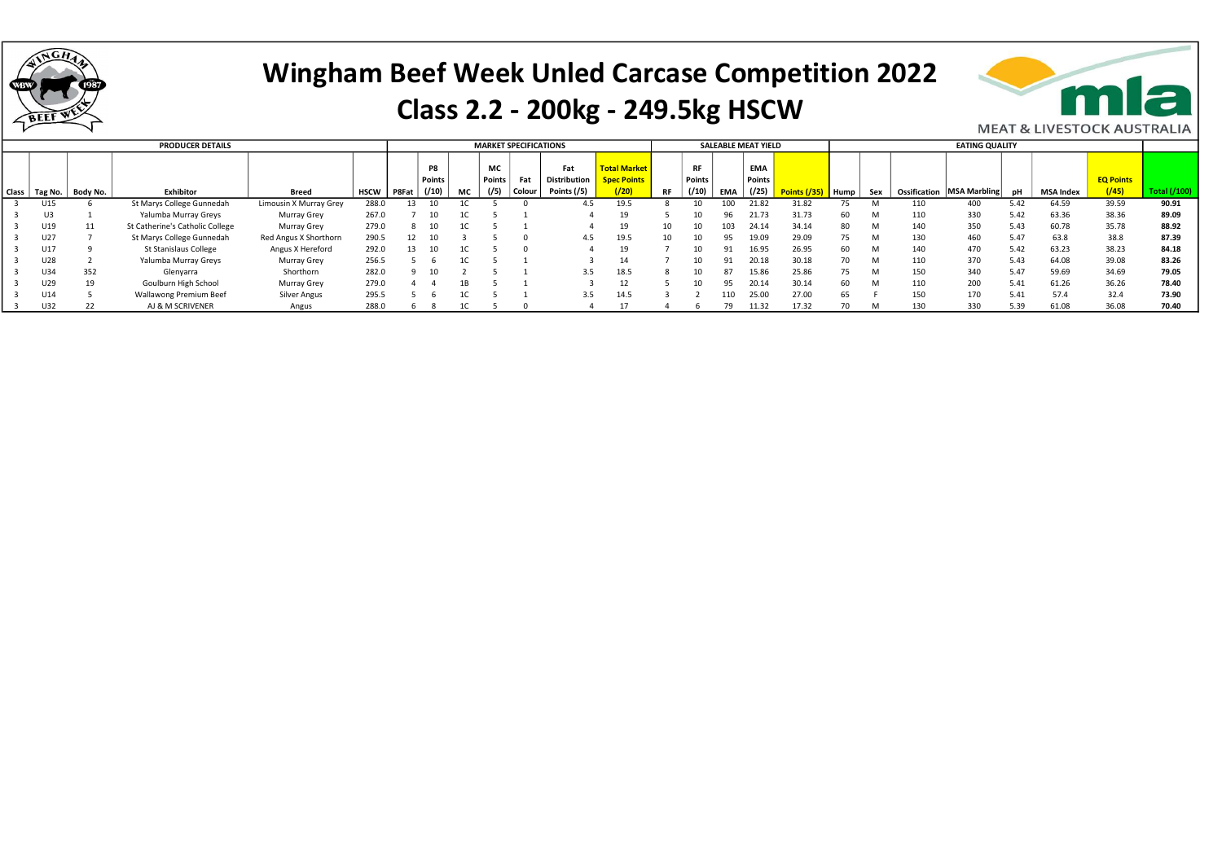# Wingham Beef Week Unled Carcase Competition 2022

## Class 2.2 - 200kg - 249.5kg HSCW

MEAT & LIVESTOCK AUSTRALIA

| PRODUCER DETAILS | | | | | | MARKET SPECIFICATIONS | | | | | | | | SALEABLE MEAT YIELD | | | | | EATING QUALITY | | | | | | | | |
|---|---|---|---|---|---|---|---|---|---|---|---|---|---|---|---|---|---|---|---|---|---|---|---|---|---|---|---|
| Class | Tag No. | Body No. | Exhibitor | Breed | HSCW | P8Fat | P8 Points (/10) | MC | MC Points (/5) | Fat Colour | Fat Distribution Points (/5) | Total Market Spec Points (/20) | RF | RF Points (/10) | EMA | EMA Points (/25) | Points (/35) | Hump | Sex | Ossification | MSA Marbling | pH | MSA Index | EQ Points (/45) | Total (/100) |
| 3 | U15 | 6 | St Marys College Gunnedah | Limousin X Murray Grey | 288.0 | 13 | 10 | 1C | 5 | 0 | 4.5 | 19.5 | 8 | 10 | 100 | 21.82 | 31.82 | 75 | M | 110 | 400 | 5.42 | 64.59 | 39.59 | **90.91** |
| 3 | U3 | 1 | Yalumba Murray Greys | Murray Grey | 267.0 | 7 | 10 | 1C | 5 | 1 | 4 | 19 | 5 | 10 | 96 | 21.73 | 31.73 | 60 | M | 110 | 330 | 5.42 | 63.36 | 38.36 | **89.09** |
| 3 | U19 | 11 | St Catherine's Catholic College | Murray Grey | 279.0 | 8 | 10 | 1C | 5 | 1 | 4 | 19 | 10 | 10 | 103 | 24.14 | 34.14 | 80 | M | 140 | 350 | 5.43 | 60.78 | 35.78 | **88.92** |
| 3 | U27 | 7 | St Marys College Gunnedah | Red Angus X Shorthorn | 290.5 | 12 | 10 | 3 | 5 | 0 | 4.5 | 19.5 | 10 | 10 | 95 | 19.09 | 29.09 | 75 | M | 130 | 460 | 5.47 | 63.8 | 38.8 | **87.39** |
| 3 | U17 | 9 | St Stanislaus College | Angus X Hereford | 292.0 | 13 | 10 | 1C | 5 | 0 | 4 | 19 | 7 | 10 | 91 | 16.95 | 26.95 | 60 | M | 140 | 470 | 5.42 | 63.23 | 38.23 | **84.18** |
| 3 | U28 | 2 | Yalumba Murray Greys | Murray Grey | 256.5 | 5 | 6 | 1C | 5 | 1 | 3 | 14 | 7 | 10 | 91 | 20.18 | 30.18 | 70 | M | 110 | 370 | 5.43 | 64.08 | 39.08 | **83.26** |
| 3 | U34 | 352 | Glenyarra | Shorthorn | 282.0 | 9 | 10 | 2 | 5 | 1 | 3.5 | 18.5 | 8 | 10 | 87 | 15.86 | 25.86 | 75 | M | 150 | 340 | 5.47 | 59.69 | 34.69 | **79.05** |
| 3 | U29 | 19 | Goulburn High School | Murray Grey | 279.0 | 4 | 4 | 1B | 5 | 1 | 3 | 12 | 5 | 10 | 95 | 20.14 | 30.14 | 60 | M | 110 | 200 | 5.41 | 61.26 | 36.26 | **78.40** |
| 3 | U14 | 5 | Wallawong Premium Beef | Silver Angus | 295.5 | 5 | 6 | 1C | 5 | 1 | 3.5 | 14.5 | 3 | 2 | 110 | 25.00 | 27.00 | 65 | F | 150 | 170 | 5.41 | 57.4 | 32.4 | **73.90** |
| 3 | U32 | 22 | AJ & M SCRIVENER | Angus | 288.0 | 6 | 8 | 1C | 5 | 0 | 4 | 17 | 4 | 6 | 79 | 11.32 | 17.32 | 70 | M | 130 | 330 | 5.39 | 61.08 | 36.08 | **70.40** |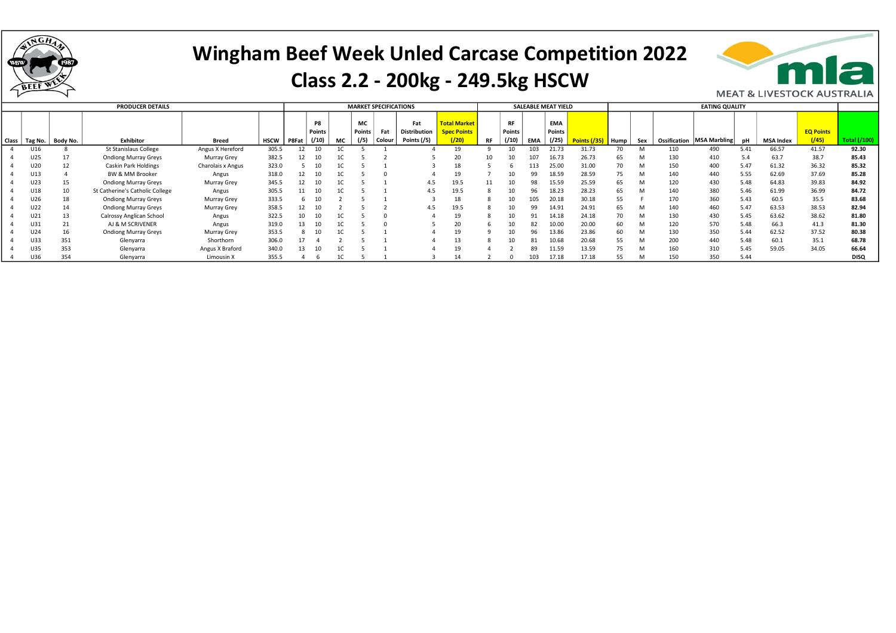# Wingham Beef Week Unled Carcase Competition 2022

## Class 2.2 - 200kg - 249.5kg HSCW

MEAT & LIVESTOCK AUSTRALIA

| PRODUCER DETAILS | | | | | | MARKET SPECIFICATIONS | | | | | | | | SALEABLE MEAT YIELD | | | | | EATING QUALITY | | | | | | | | |
|---|---|---|---|---|---|---|---|---|---|---|---|---|---|---|---|---|---|---|---|---|---|---|---|---|---|---|---|
| Class | Tag No. | Body No. | Exhibitor | Breed | HSCW | P8Fat | P8 Points (/10) | MC | MC Points (/5) | Fat Colour | Fat Distribution Points (/5) | Total Market Spec Points (/20) | RF | RF Points (/10) | EMA | EMA Points (/25) | Points (/35) | Hump | Sex | Ossification | MSA Marbling | pH | MSA Index | EQ Points (/45) | Total (/100) |
| 4 | U16 | 8 | St Stanislaus College | Angus X Hereford | 305.5 | 12 | 10 | 1C | 5 | 1 | 4 | 19 | 9 | 10 | 103 | 21.73 | 31.73 | 70 | M | 110 | 490 | 5.41 | 66.57 | 41.57 | **92.30** |
| 4 | U25 | 17 | Ondiong Murray Greys | Murray Grey | 382.5 | 12 | 10 | 1C | 5 | 2 | 5 | 20 | 10 | 10 | 107 | 16.73 | 26.73 | 65 | M | 130 | 410 | 5.4 | 63.7 | 38.7 | **85.43** |
| 4 | U20 | 12 | Caskin Park Holdings | Charolais x Angus | 323.0 | 5 | 10 | 1C | 5 | 1 | 3 | 18 | 5 | 6 | 113 | 25.00 | 31.00 | 70 | M | 150 | 400 | 5.47 | 61.32 | 36.32 | **85.32** |
| 4 | U13 | 4 | BW & MM Brooker | Angus | 318.0 | 12 | 10 | 1C | 5 | 0 | 4 | 19 | 7 | 10 | 99 | 18.59 | 28.59 | 75 | M | 140 | 440 | 5.55 | 62.69 | 37.69 | **85.28** |
| 4 | U23 | 15 | Ondiong Murray Greys | Murray Grey | 345.5 | 12 | 10 | 1C | 5 | 1 | 4.5 | 19.5 | 11 | 10 | 98 | 15.59 | 25.59 | 65 | M | 120 | 430 | 5.48 | 64.83 | 39.83 | **84.92** |
| 4 | U18 | 10 | St Catherine's Catholic College | Angus | 305.5 | 11 | 10 | 1C | 5 | 1 | 4.5 | 19.5 | 8 | 10 | 96 | 18.23 | 28.23 | 65 | M | 140 | 380 | 5.46 | 61.99 | 36.99 | **84.72** |
| 4 | U26 | 18 | Ondiong Murray Greys | Murray Grey | 333.5 | 6 | 10 | 2 | 5 | 1 | 3 | 18 | 8 | 10 | 105 | 20.18 | 30.18 | 55 | F | 170 | 360 | 5.43 | 60.5 | 35.5 | **83.68** |
| 4 | U22 | 14 | Ondiong Murray Greys | Murray Grey | 358.5 | 12 | 10 | 2 | 5 | 2 | 4.5 | 19.5 | 8 | 10 | 99 | 14.91 | 24.91 | 65 | M | 140 | 460 | 5.47 | 63.53 | 38.53 | **82.94** |
| 4 | U21 | 13 | Calrossy Anglican School | Angus | 322.5 | 10 | 10 | 1C | 5 | 0 | 4 | 19 | 8 | 10 | 91 | 14.18 | 24.18 | 70 | M | 130 | 430 | 5.45 | 63.62 | 38.62 | **81.80** |
| 4 | U31 | 21 | AJ & M SCRIVENER | Angus | 319.0 | 13 | 10 | 1C | 5 | 0 | 5 | 20 | 6 | 10 | 82 | 10.00 | 20.00 | 60 | M | 120 | 570 | 5.48 | 66.3 | 41.3 | **81.30** |
| 4 | U24 | 16 | Ondiong Murray Greys | Murray Grey | 353.5 | 8 | 10 | 1C | 5 | 1 | 4 | 19 | 9 | 10 | 96 | 13.86 | 23.86 | 60 | M | 130 | 350 | 5.44 | 62.52 | 37.52 | **80.38** |
| 4 | U33 | 351 | Glenyarra | Shorthorn | 306.0 | 17 | 4 | 2 | 5 | 1 | 4 | 13 | 8 | 10 | 81 | 10.68 | 20.68 | 55 | M | 200 | 440 | 5.48 | 60.1 | 35.1 | **68.78** |
| 4 | U35 | 353 | Glenyarra | Angus X Braford | 340.0 | 13 | 10 | 1C | 5 | 1 | 4 | 19 | 4 | 2 | 89 | 11.59 | 13.59 | 75 | M | 160 | 310 | 5.45 | 59.05 | 34.05 | **66.64** |
| 4 | U36 | 354 | Glenyarra | Limousin X | 355.5 | 4 | 6 | 1C | 5 | 1 | 3 | 14 | 2 | 0 | 103 | 17.18 | 17.18 | 55 | M | 150 | 350 | 5.44 | | | **DISQ** |